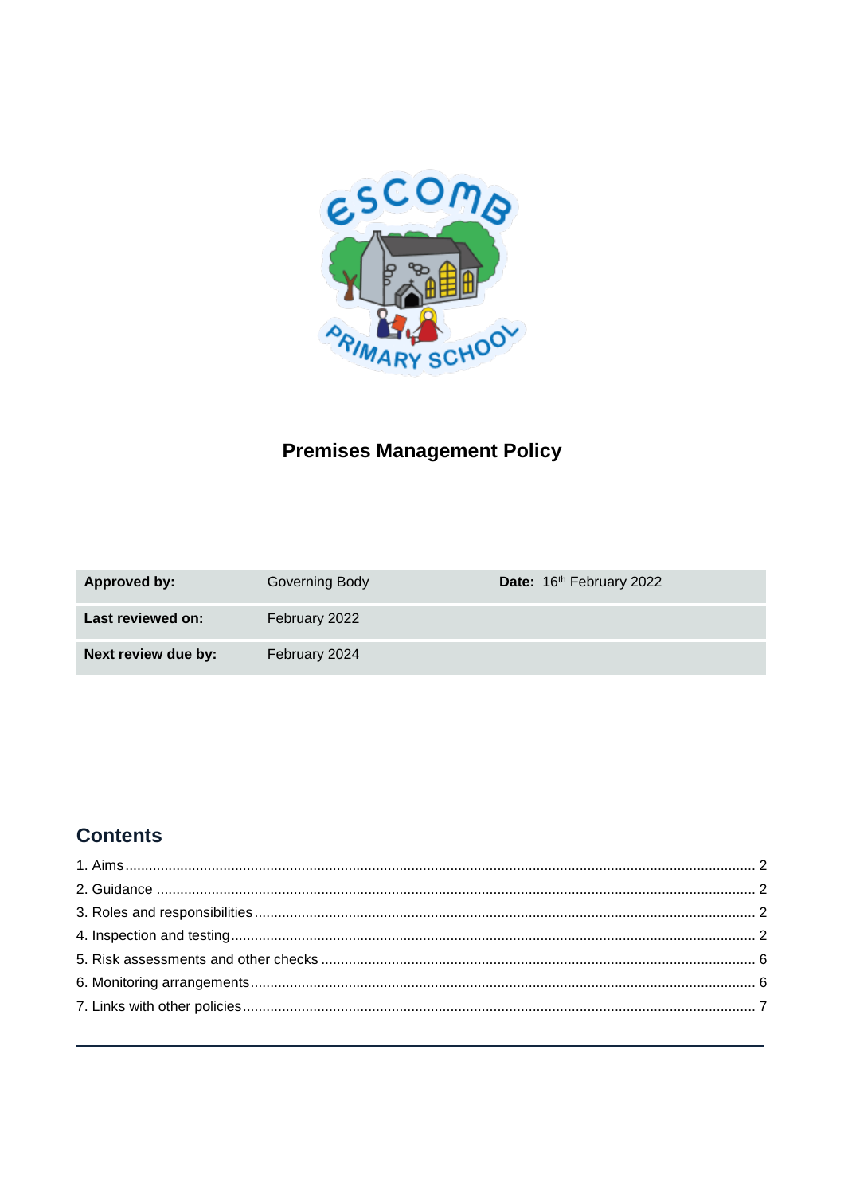# Premises Management Policy

| Approved by: | Governing Body | Date: 16th February 2022 |
|---|---|---|
| **Last reviewed on:** | February 2022 | |
| **Next review due by:** | February 2024 | |

## Contents

1. Aims ........................................................................................................................ 2
2. Guidance ................................................................................................................ 2
3. Roles and responsibilities ...................................................................................... 2
4. Inspection and testing ............................................................................................ 2
5. Risk assessments and other checks ...................................................................... 6
6. Monitoring arrangements ........................................................................................ 6
7. Links with other policies .......................................................................................... 7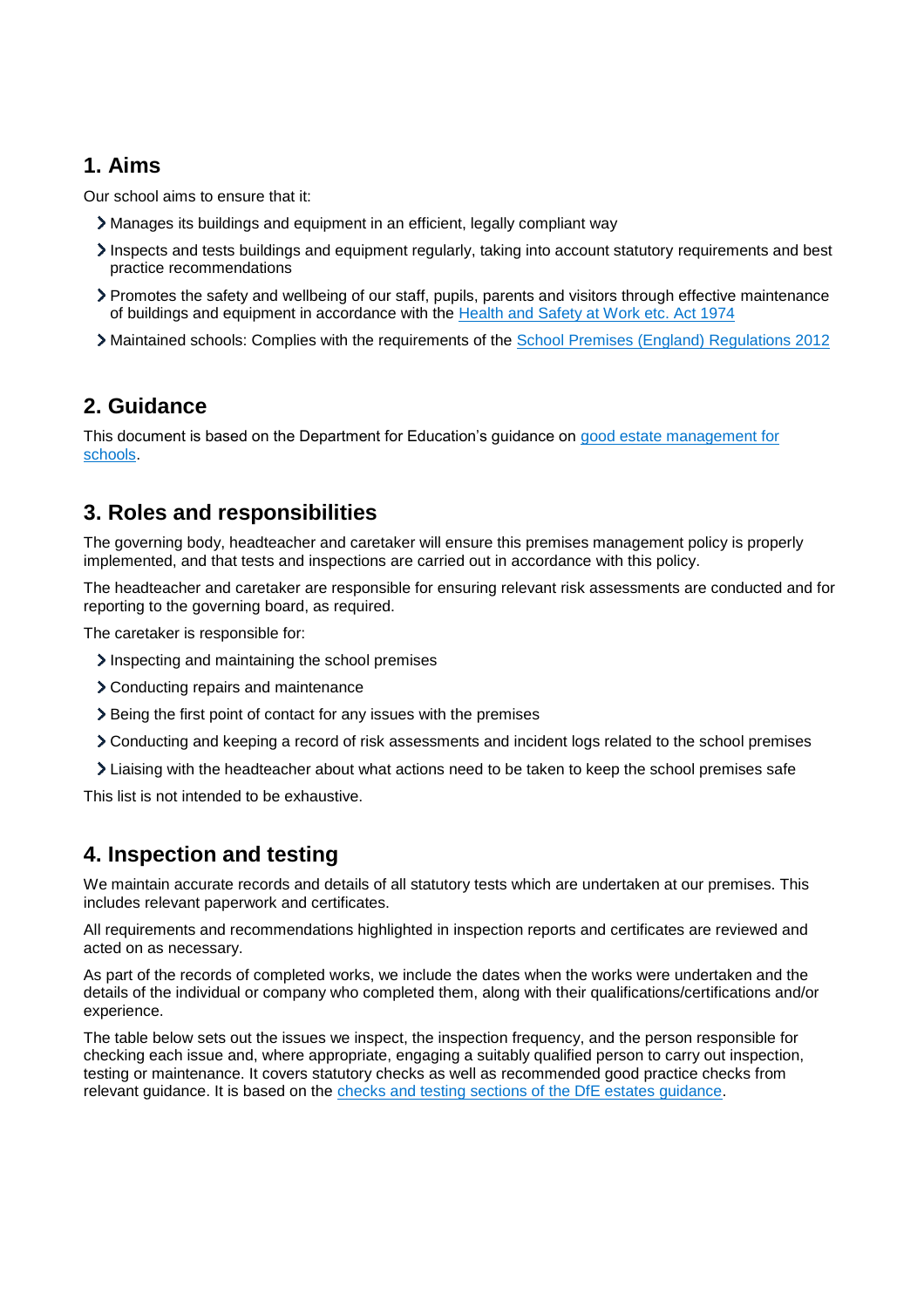## 1. Aims

Our school aims to ensure that it:

- Manages its buildings and equipment in an efficient, legally compliant way
- Inspects and tests buildings and equipment regularly, taking into account statutory requirements and best practice recommendations
- Promotes the safety and wellbeing of our staff, pupils, parents and visitors through effective maintenance of buildings and equipment in accordance with the [Health and Safety at Work etc. Act 1974](#)
- Maintained schools: Complies with the requirements of the [School Premises (England) Regulations 2012](#)

## 2. Guidance

This document is based on the Department for Education's guidance on [good estate management for schools](#).

## 3. Roles and responsibilities

The governing body, headteacher and caretaker will ensure this premises management policy is properly implemented, and that tests and inspections are carried out in accordance with this policy.

The headteacher and caretaker are responsible for ensuring relevant risk assessments are conducted and for reporting to the governing board, as required.

The caretaker is responsible for:

- Inspecting and maintaining the school premises
- Conducting repairs and maintenance
- Being the first point of contact for any issues with the premises
- Conducting and keeping a record of risk assessments and incident logs related to the school premises
- Liaising with the headteacher about what actions need to be taken to keep the school premises safe

This list is not intended to be exhaustive.

## 4. Inspection and testing

We maintain accurate records and details of all statutory tests which are undertaken at our premises. This includes relevant paperwork and certificates.

All requirements and recommendations highlighted in inspection reports and certificates are reviewed and acted on as necessary.

As part of the records of completed works, we include the dates when the works were undertaken and the details of the individual or company who completed them, along with their qualifications/certifications and/or experience.

The table below sets out the issues we inspect, the inspection frequency, and the person responsible for checking each issue and, where appropriate, engaging a suitably qualified person to carry out inspection, testing or maintenance. It covers statutory checks as well as recommended good practice checks from relevant guidance. It is based on the [checks and testing sections of the DfE estates guidance](#).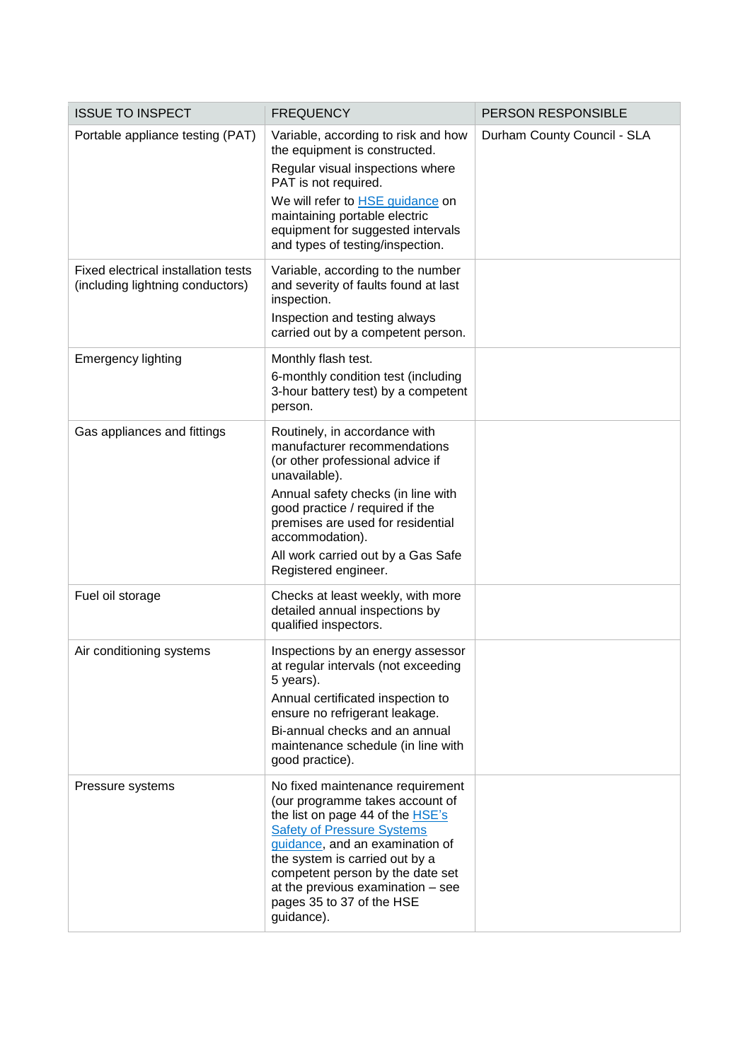| ISSUE TO INSPECT | FREQUENCY | PERSON RESPONSIBLE |
|---|---|---|
| Portable appliance testing (PAT) | Variable, according to risk and how the equipment is constructed.<br>Regular visual inspections where PAT is not required.<br>We will refer to [HSE guidance]() on maintaining portable electric equipment for suggested intervals and types of testing/inspection. | Durham County Council - SLA |
| Fixed electrical installation tests (including lightning conductors) | Variable, according to the number and severity of faults found at last inspection.<br>Inspection and testing always carried out by a competent person. | |
| Emergency lighting | Monthly flash test.<br>6-monthly condition test (including 3-hour battery test) by a competent person. | |
| Gas appliances and fittings | Routinely, in accordance with manufacturer recommendations (or other professional advice if unavailable).<br>Annual safety checks (in line with good practice / required if the premises are used for residential accommodation).<br>All work carried out by a Gas Safe Registered engineer. | |
| Fuel oil storage | Checks at least weekly, with more detailed annual inspections by qualified inspectors. | |
| Air conditioning systems | Inspections by an energy assessor at regular intervals (not exceeding 5 years).<br>Annual certificated inspection to ensure no refrigerant leakage.<br>Bi-annual checks and an annual maintenance schedule (in line with good practice). | |
| Pressure systems | No fixed maintenance requirement (our programme takes account of the list on page 44 of the [HSE's Safety of Pressure Systems guidance](), and an examination of the system is carried out by a competent person by the date set at the previous examination – see pages 35 to 37 of the HSE guidance). | |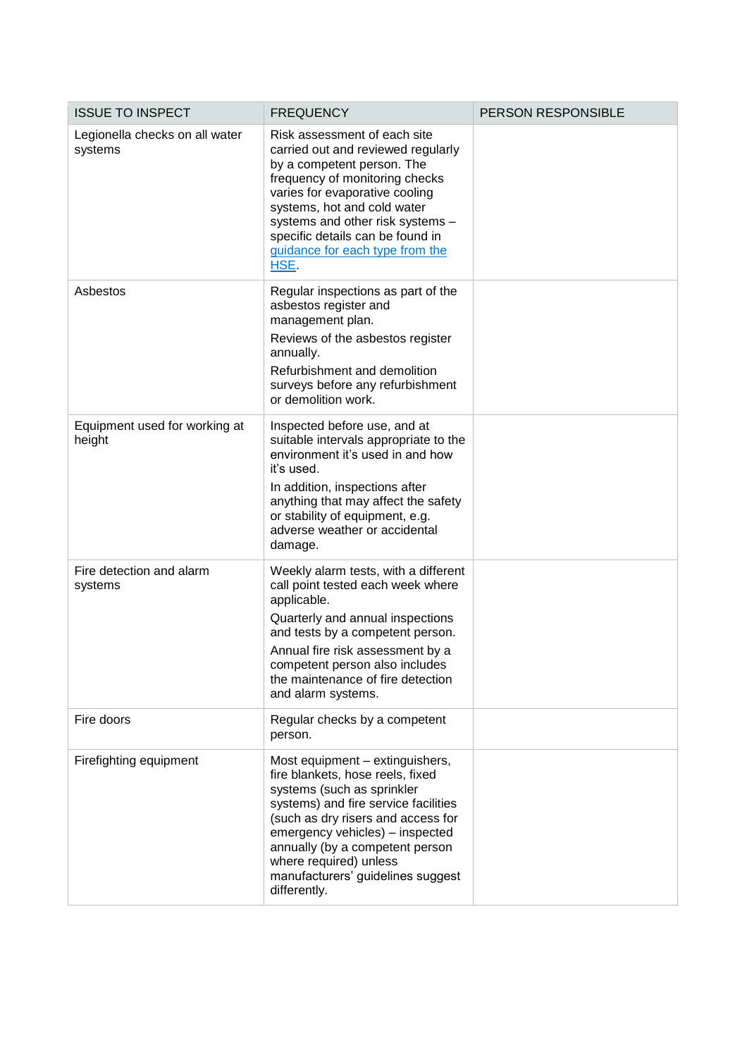| ISSUE TO INSPECT | FREQUENCY | PERSON RESPONSIBLE |
| --- | --- | --- |
| Legionella checks on all water systems | Risk assessment of each site carried out and reviewed regularly by a competent person. The frequency of monitoring checks varies for evaporative cooling systems, hot and cold water systems and other risk systems – specific details can be found in [guidance for each type from the HSE](). | |
| Asbestos | Regular inspections as part of the asbestos register and management plan.<br>Reviews of the asbestos register annually.<br>Refurbishment and demolition surveys before any refurbishment or demolition work. | |
| Equipment used for working at height | Inspected before use, and at suitable intervals appropriate to the environment it's used in and how it's used.<br>In addition, inspections after anything that may affect the safety or stability of equipment, e.g. adverse weather or accidental damage. | |
| Fire detection and alarm systems | Weekly alarm tests, with a different call point tested each week where applicable.<br>Quarterly and annual inspections and tests by a competent person.<br>Annual fire risk assessment by a competent person also includes the maintenance of fire detection and alarm systems. | |
| Fire doors | Regular checks by a competent person. | |
| Firefighting equipment | Most equipment – extinguishers, fire blankets, hose reels, fixed systems (such as sprinkler systems) and fire service facilities (such as dry risers and access for emergency vehicles) – inspected annually (by a competent person where required) unless manufacturers' guidelines suggest differently. | |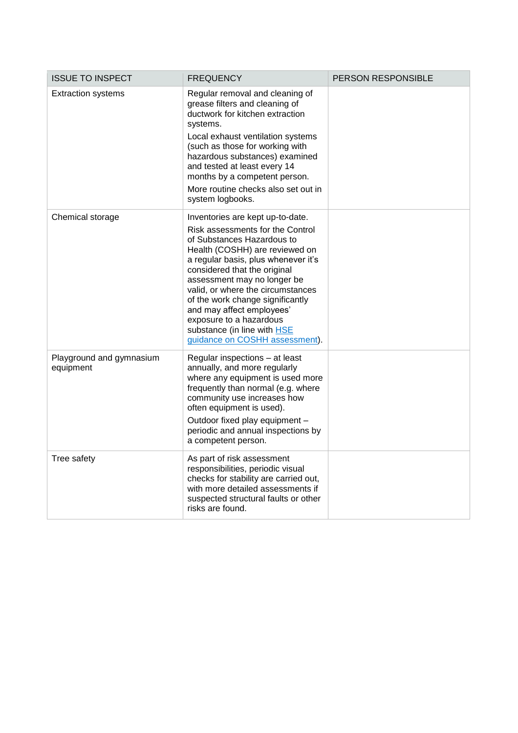| ISSUE TO INSPECT | FREQUENCY | PERSON RESPONSIBLE |
|---|---|---|
| Extraction systems | Regular removal and cleaning of grease filters and cleaning of ductwork for kitchen extraction systems.<br><br>Local exhaust ventilation systems (such as those for working with hazardous substances) examined and tested at least every 14 months by a competent person.<br><br>More routine checks also set out in system logbooks. | |
| Chemical storage | Inventories are kept up-to-date.<br><br>Risk assessments for the Control of Substances Hazardous to Health (COSHH) are reviewed on a regular basis, plus whenever it's considered that the original assessment may no longer be valid, or where the circumstances of the work change significantly and may affect employees' exposure to a hazardous substance (in line with [HSE guidance on COSHH assessment](#)). | |
| Playground and gymnasium equipment | Regular inspections – at least annually, and more regularly where any equipment is used more frequently than normal (e.g. where community use increases how often equipment is used).<br><br>Outdoor fixed play equipment – periodic and annual inspections by a competent person. | |
| Tree safety | As part of risk assessment responsibilities, periodic visual checks for stability are carried out, with more detailed assessments if suspected structural faults or other risks are found. | |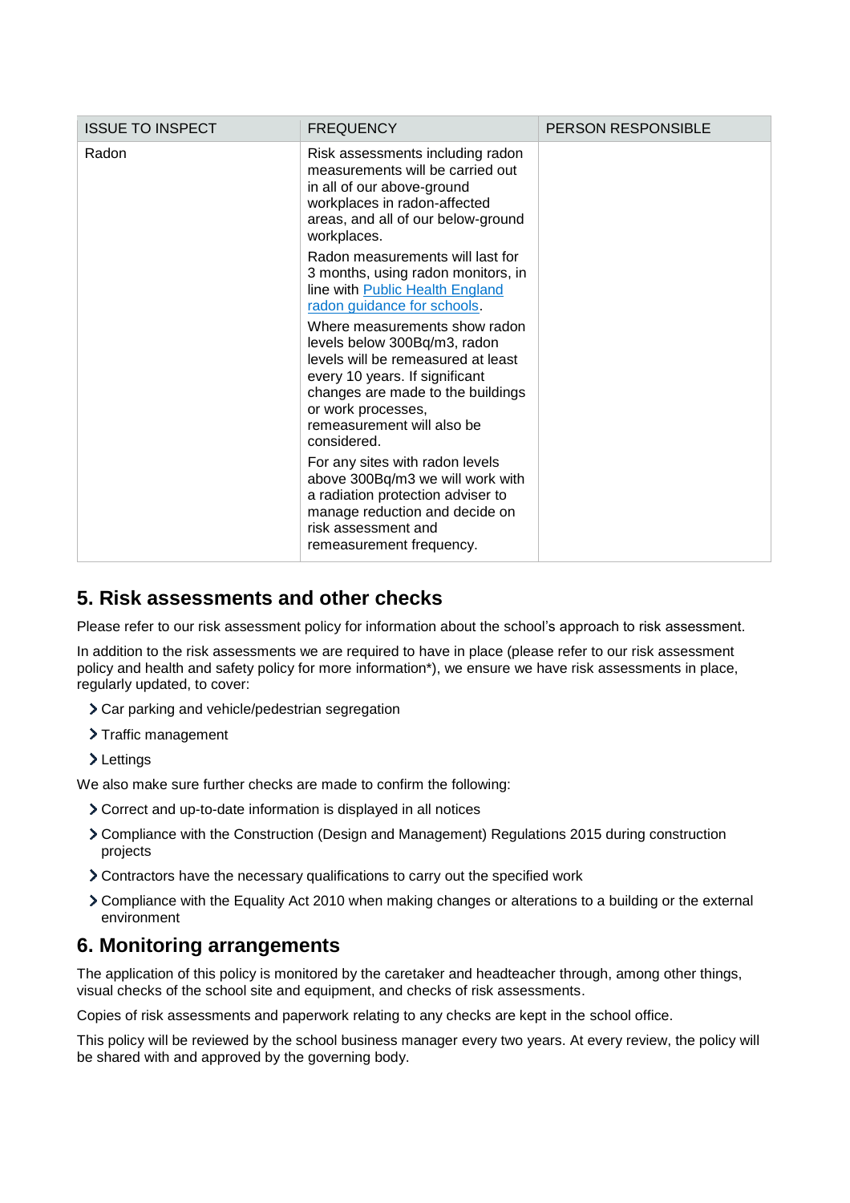| ISSUE TO INSPECT | FREQUENCY | PERSON RESPONSIBLE |
|---|---|---|
| Radon | Risk assessments including radon measurements will be carried out in all of our above-ground workplaces in radon-affected areas, and all of our below-ground workplaces.<br><br>Radon measurements will last for 3 months, using radon monitors, in line with [Public Health England radon guidance for schools](). <br><br>Where measurements show radon levels below 300Bq/m3, radon levels will be remeasured at least every 10 years. If significant changes are made to the buildings or work processes, remeasurement will also be considered.<br><br>For any sites with radon levels above 300Bq/m3 we will work with a radiation protection adviser to manage reduction and decide on risk assessment and remeasurement frequency. | |

## 5. Risk assessments and other checks

Please refer to our risk assessment policy for information about the school's approach to risk assessment.

In addition to the risk assessments we are required to have in place (please refer to our risk assessment policy and health and safety policy for more information*), we ensure we have risk assessments in place, regularly updated, to cover:

- Car parking and vehicle/pedestrian segregation
- Traffic management
- Lettings

We also make sure further checks are made to confirm the following:

- Correct and up-to-date information is displayed in all notices
- Compliance with the Construction (Design and Management) Regulations 2015 during construction projects
- Contractors have the necessary qualifications to carry out the specified work
- Compliance with the Equality Act 2010 when making changes or alterations to a building or the external environment

## 6. Monitoring arrangements

The application of this policy is monitored by the caretaker and headteacher through, among other things, visual checks of the school site and equipment, and checks of risk assessments.

Copies of risk assessments and paperwork relating to any checks are kept in the school office.

This policy will be reviewed by the school business manager every two years. At every review, the policy will be shared with and approved by the governing body.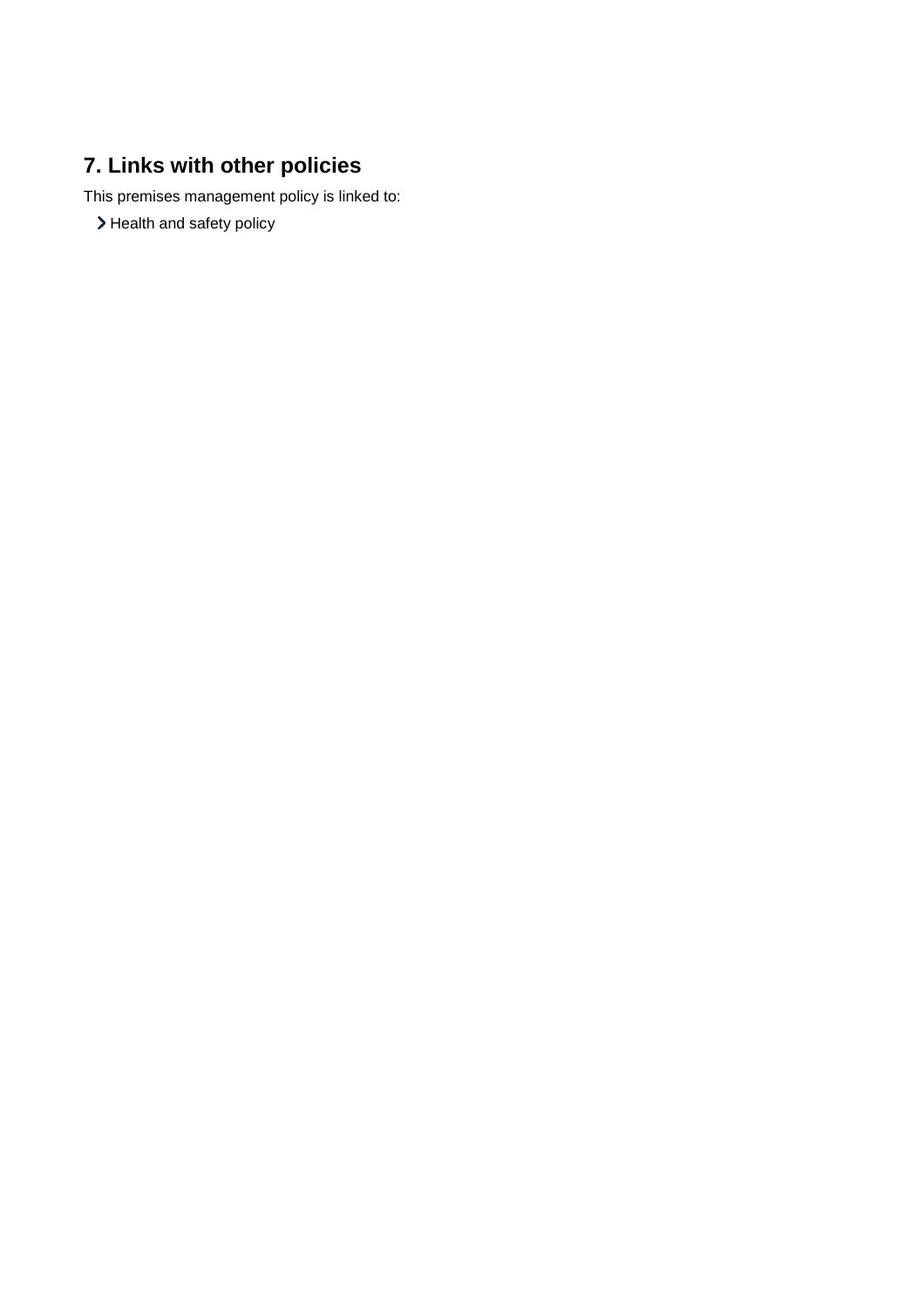## 7. Links with other policies

This premises management policy is linked to:

- Health and safety policy